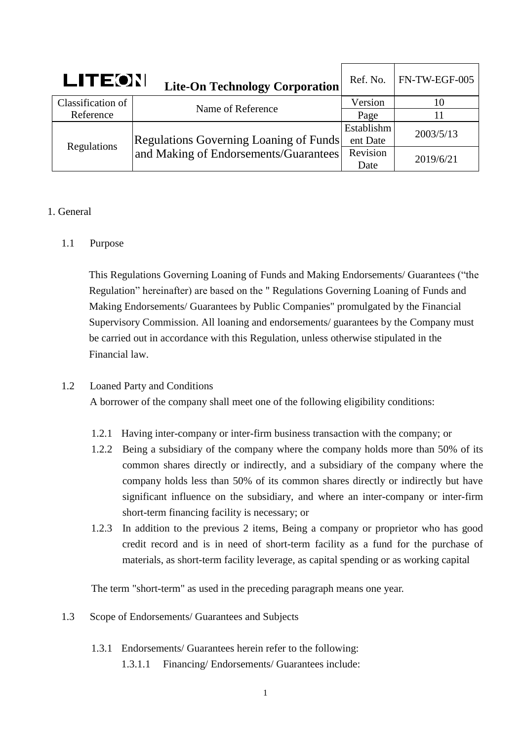| LITEON Lite-On Technology Corporation | | Ref. No. | FN-TW-EGF-005 |
|---|---|---|---|
| Classification of Reference | Name of Reference | Version | 10 |
| | | Page | 11 |
| Regulations | Regulations Governing Loaning of Funds and Making of Endorsements/Guarantees | Establishment Date | 2003/5/13 |
| | | Revision Date | 2019/6/21 |

1. General

1.1 Purpose

This Regulations Governing Loaning of Funds and Making Endorsements/ Guarantees ("the Regulation" hereinafter) are based on the " Regulations Governing Loaning of Funds and Making Endorsements/ Guarantees by Public Companies" promulgated by the Financial Supervisory Commission. All loaning and endorsements/ guarantees by the Company must be carried out in accordance with this Regulation, unless otherwise stipulated in the Financial law.

1.2 Loaned Party and Conditions

A borrower of the company shall meet one of the following eligibility conditions:

1.2.1 Having inter-company or inter-firm business transaction with the company; or

1.2.2 Being a subsidiary of the company where the company holds more than 50% of its common shares directly or indirectly, and a subsidiary of the company where the company holds less than 50% of its common shares directly or indirectly but have significant influence on the subsidiary, and where an inter-company or inter-firm short-term financing facility is necessary; or

1.2.3 In addition to the previous 2 items, Being a company or proprietor who has good credit record and is in need of short-term facility as a fund for the purchase of materials, as short-term facility leverage, as capital spending or as working capital

The term "short-term" as used in the preceding paragraph means one year.

1.3 Scope of Endorsements/ Guarantees and Subjects

1.3.1 Endorsements/ Guarantees herein refer to the following:

1.3.1.1 Financing/ Endorsements/ Guarantees include: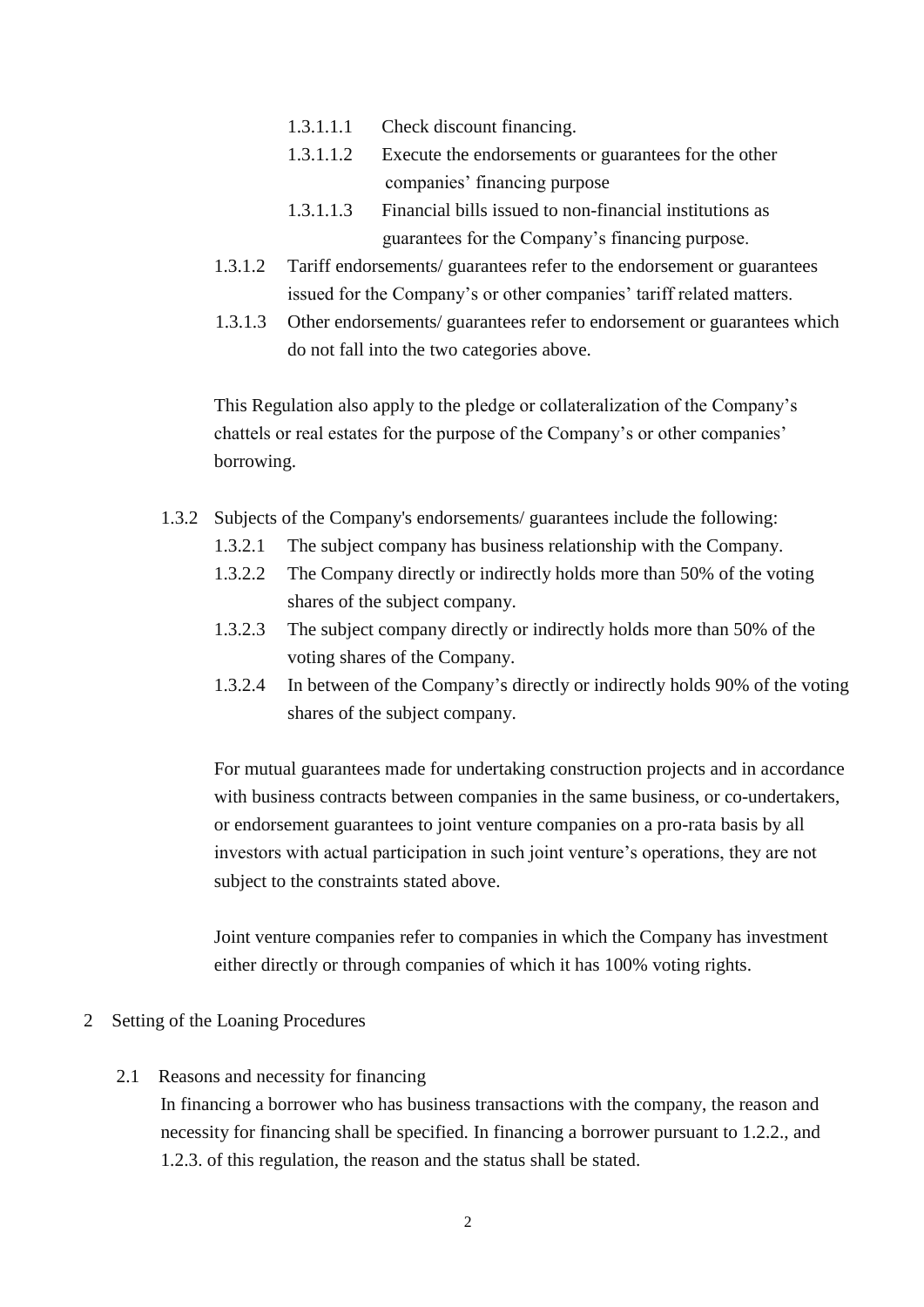1.3.1.1.1 Check discount financing.

1.3.1.1.2 Execute the endorsements or guarantees for the other companies' financing purpose

1.3.1.1.3 Financial bills issued to non-financial institutions as guarantees for the Company's financing purpose.

1.3.1.2 Tariff endorsements/ guarantees refer to the endorsement or guarantees issued for the Company's or other companies' tariff related matters.

1.3.1.3 Other endorsements/ guarantees refer to endorsement or guarantees which do not fall into the two categories above.

This Regulation also apply to the pledge or collateralization of the Company's chattels or real estates for the purpose of the Company's or other companies' borrowing.

1.3.2 Subjects of the Company's endorsements/ guarantees include the following:

1.3.2.1 The subject company has business relationship with the Company.

1.3.2.2 The Company directly or indirectly holds more than 50% of the voting shares of the subject company.

1.3.2.3 The subject company directly or indirectly holds more than 50% of the voting shares of the Company.

1.3.2.4 In between of the Company's directly or indirectly holds 90% of the voting shares of the subject company.

For mutual guarantees made for undertaking construction projects and in accordance with business contracts between companies in the same business, or co-undertakers, or endorsement guarantees to joint venture companies on a pro-rata basis by all investors with actual participation in such joint venture's operations, they are not subject to the constraints stated above.

Joint venture companies refer to companies in which the Company has investment either directly or through companies of which it has 100% voting rights.

## 2 Setting of the Loaning Procedures

### 2.1 Reasons and necessity for financing

In financing a borrower who has business transactions with the company, the reason and necessity for financing shall be specified. In financing a borrower pursuant to 1.2.2., and 1.2.3. of this regulation, the reason and the status shall be stated.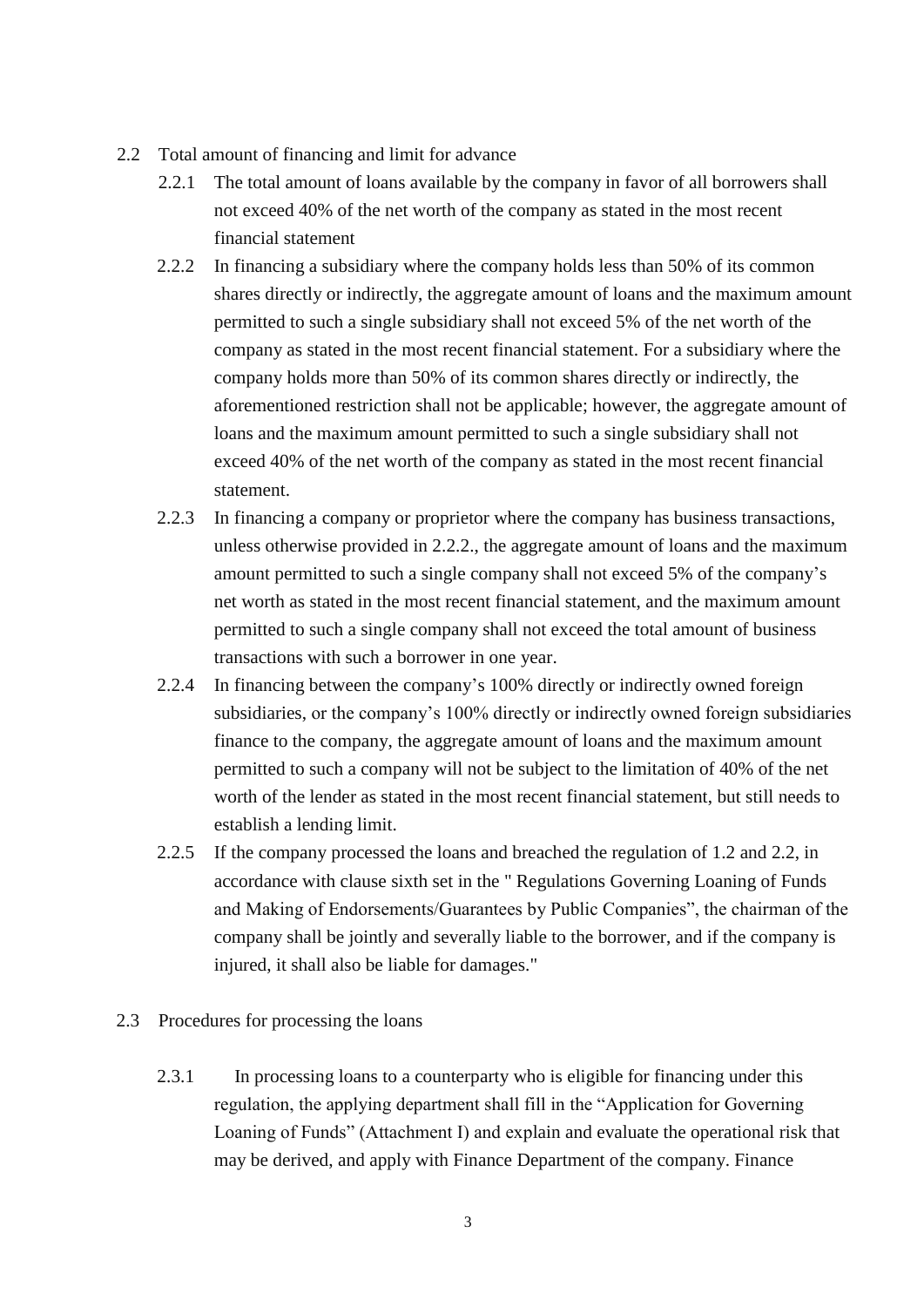2.2 Total amount of financing and limit for advance

2.2.1 The total amount of loans available by the company in favor of all borrowers shall not exceed 40% of the net worth of the company as stated in the most recent financial statement

2.2.2 In financing a subsidiary where the company holds less than 50% of its common shares directly or indirectly, the aggregate amount of loans and the maximum amount permitted to such a single subsidiary shall not exceed 5% of the net worth of the company as stated in the most recent financial statement. For a subsidiary where the company holds more than 50% of its common shares directly or indirectly, the aforementioned restriction shall not be applicable; however, the aggregate amount of loans and the maximum amount permitted to such a single subsidiary shall not exceed 40% of the net worth of the company as stated in the most recent financial statement.

2.2.3 In financing a company or proprietor where the company has business transactions, unless otherwise provided in 2.2.2., the aggregate amount of loans and the maximum amount permitted to such a single company shall not exceed 5% of the company's net worth as stated in the most recent financial statement, and the maximum amount permitted to such a single company shall not exceed the total amount of business transactions with such a borrower in one year.

2.2.4 In financing between the company's 100% directly or indirectly owned foreign subsidiaries, or the company's 100% directly or indirectly owned foreign subsidiaries finance to the company, the aggregate amount of loans and the maximum amount permitted to such a company will not be subject to the limitation of 40% of the net worth of the lender as stated in the most recent financial statement, but still needs to establish a lending limit.

2.2.5 If the company processed the loans and breached the regulation of 1.2 and 2.2, in accordance with clause sixth set in the " Regulations Governing Loaning of Funds and Making of Endorsements/Guarantees by Public Companies", the chairman of the company shall be jointly and severally liable to the borrower, and if the company is injured, it shall also be liable for damages."

2.3 Procedures for processing the loans

2.3.1 In processing loans to a counterparty who is eligible for financing under this regulation, the applying department shall fill in the "Application for Governing Loaning of Funds" (Attachment I) and explain and evaluate the operational risk that may be derived, and apply with Finance Department of the company. Finance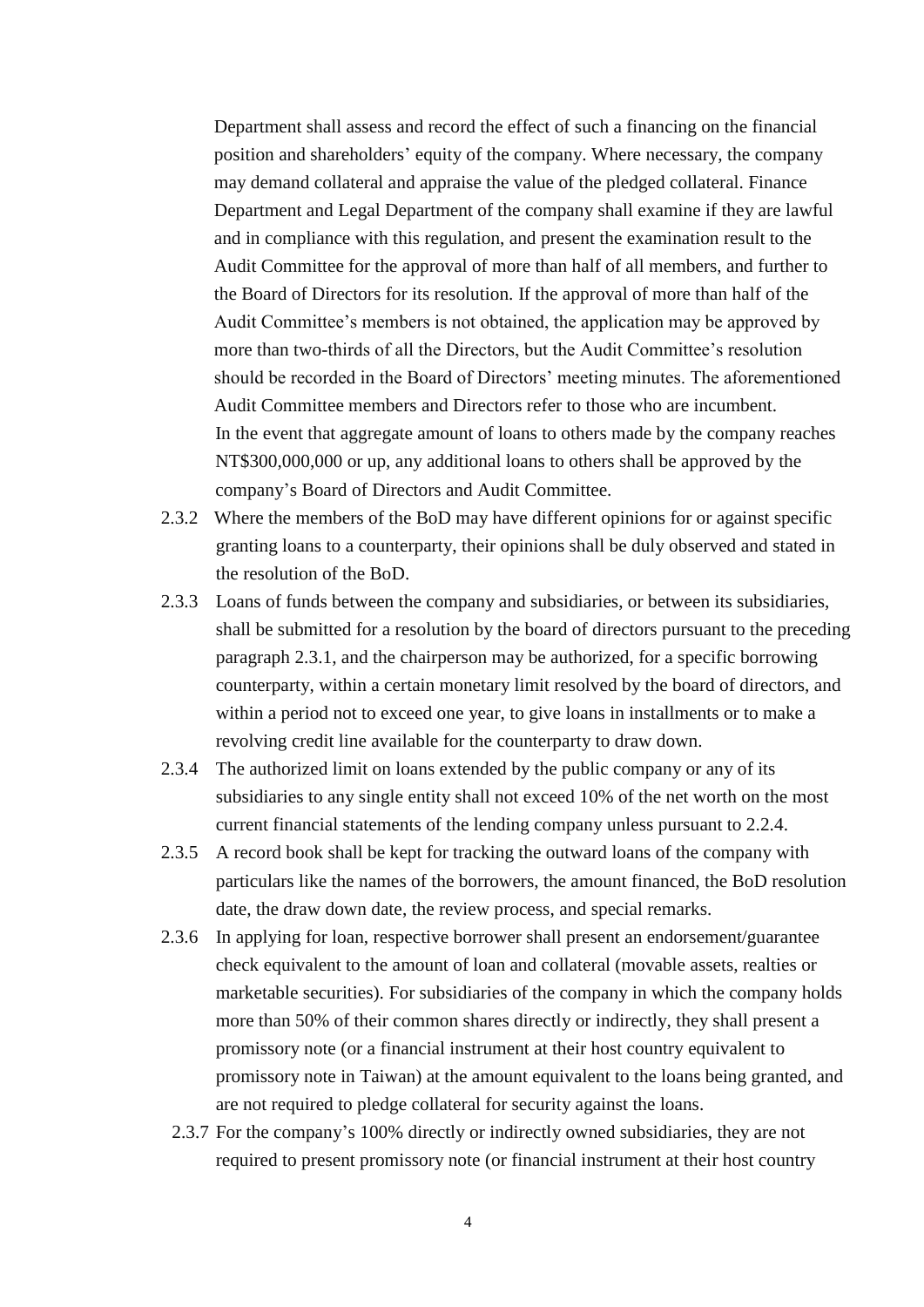Department shall assess and record the effect of such a financing on the financial position and shareholders' equity of the company. Where necessary, the company may demand collateral and appraise the value of the pledged collateral. Finance Department and Legal Department of the company shall examine if they are lawful and in compliance with this regulation, and present the examination result to the Audit Committee for the approval of more than half of all members, and further to the Board of Directors for its resolution. If the approval of more than half of the Audit Committee's members is not obtained, the application may be approved by more than two-thirds of all the Directors, but the Audit Committee's resolution should be recorded in the Board of Directors' meeting minutes. The aforementioned Audit Committee members and Directors refer to those who are incumbent.

In the event that aggregate amount of loans to others made by the company reaches NT$300,000,000 or up, any additional loans to others shall be approved by the company's Board of Directors and Audit Committee.

2.3.2 Where the members of the BoD may have different opinions for or against specific granting loans to a counterparty, their opinions shall be duly observed and stated in the resolution of the BoD.

2.3.3 Loans of funds between the company and subsidiaries, or between its subsidiaries, shall be submitted for a resolution by the board of directors pursuant to the preceding paragraph 2.3.1, and the chairperson may be authorized, for a specific borrowing counterparty, within a certain monetary limit resolved by the board of directors, and within a period not to exceed one year, to give loans in installments or to make a revolving credit line available for the counterparty to draw down.

2.3.4 The authorized limit on loans extended by the public company or any of its subsidiaries to any single entity shall not exceed 10% of the net worth on the most current financial statements of the lending company unless pursuant to 2.2.4.

2.3.5 A record book shall be kept for tracking the outward loans of the company with particulars like the names of the borrowers, the amount financed, the BoD resolution date, the draw down date, the review process, and special remarks.

2.3.6 In applying for loan, respective borrower shall present an endorsement/guarantee check equivalent to the amount of loan and collateral (movable assets, realties or marketable securities). For subsidiaries of the company in which the company holds more than 50% of their common shares directly or indirectly, they shall present a promissory note (or a financial instrument at their host country equivalent to promissory note in Taiwan) at the amount equivalent to the loans being granted, and are not required to pledge collateral for security against the loans.

2.3.7 For the company's 100% directly or indirectly owned subsidiaries, they are not required to present promissory note (or financial instrument at their host country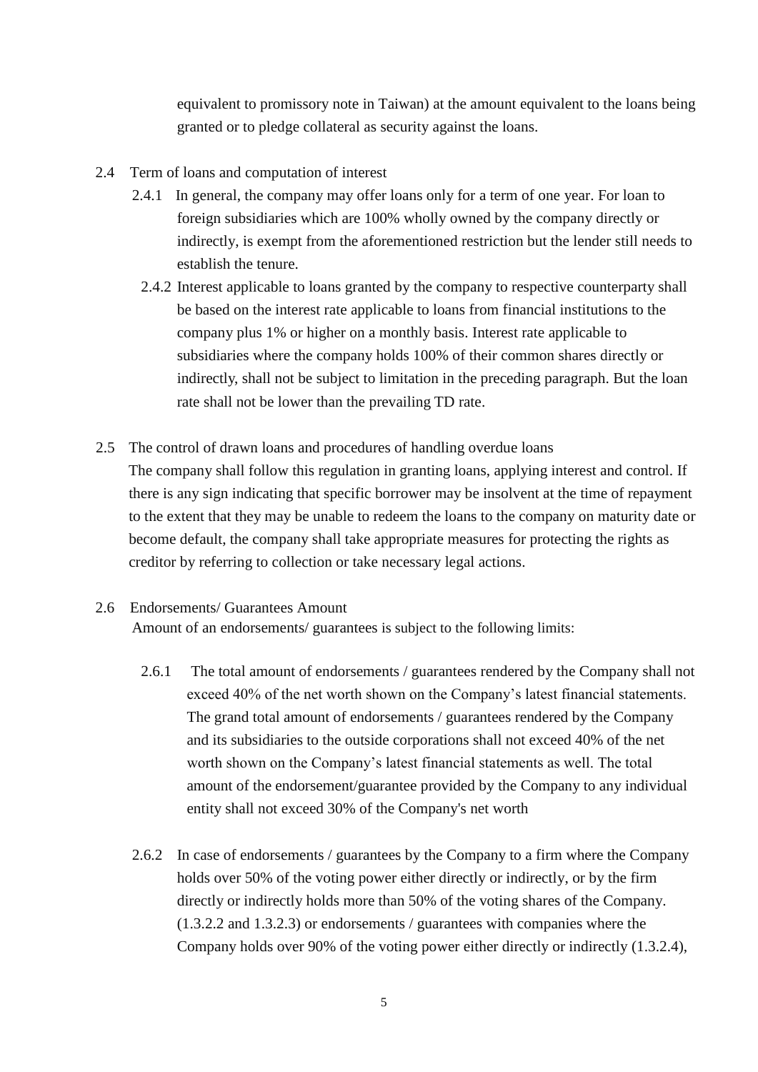equivalent to promissory note in Taiwan) at the amount equivalent to the loans being granted or to pledge collateral as security against the loans.

2.4 Term of loans and computation of interest

2.4.1 In general, the company may offer loans only for a term of one year. For loan to foreign subsidiaries which are 100% wholly owned by the company directly or indirectly, is exempt from the aforementioned restriction but the lender still needs to establish the tenure.

2.4.2 Interest applicable to loans granted by the company to respective counterparty shall be based on the interest rate applicable to loans from financial institutions to the company plus 1% or higher on a monthly basis. Interest rate applicable to subsidiaries where the company holds 100% of their common shares directly or indirectly, shall not be subject to limitation in the preceding paragraph. But the loan rate shall not be lower than the prevailing TD rate.

2.5 The control of drawn loans and procedures of handling overdue loans

The company shall follow this regulation in granting loans, applying interest and control. If there is any sign indicating that specific borrower may be insolvent at the time of repayment to the extent that they may be unable to redeem the loans to the company on maturity date or become default, the company shall take appropriate measures for protecting the rights as creditor by referring to collection or take necessary legal actions.

2.6 Endorsements/ Guarantees Amount

Amount of an endorsements/ guarantees is subject to the following limits:

2.6.1 The total amount of endorsements / guarantees rendered by the Company shall not exceed 40% of the net worth shown on the Company's latest financial statements. The grand total amount of endorsements / guarantees rendered by the Company and its subsidiaries to the outside corporations shall not exceed 40% of the net worth shown on the Company's latest financial statements as well. The total amount of the endorsement/guarantee provided by the Company to any individual entity shall not exceed 30% of the Company's net worth

2.6.2 In case of endorsements / guarantees by the Company to a firm where the Company holds over 50% of the voting power either directly or indirectly, or by the firm directly or indirectly holds more than 50% of the voting shares of the Company. (1.3.2.2 and 1.3.2.3) or endorsements / guarantees with companies where the Company holds over 90% of the voting power either directly or indirectly (1.3.2.4),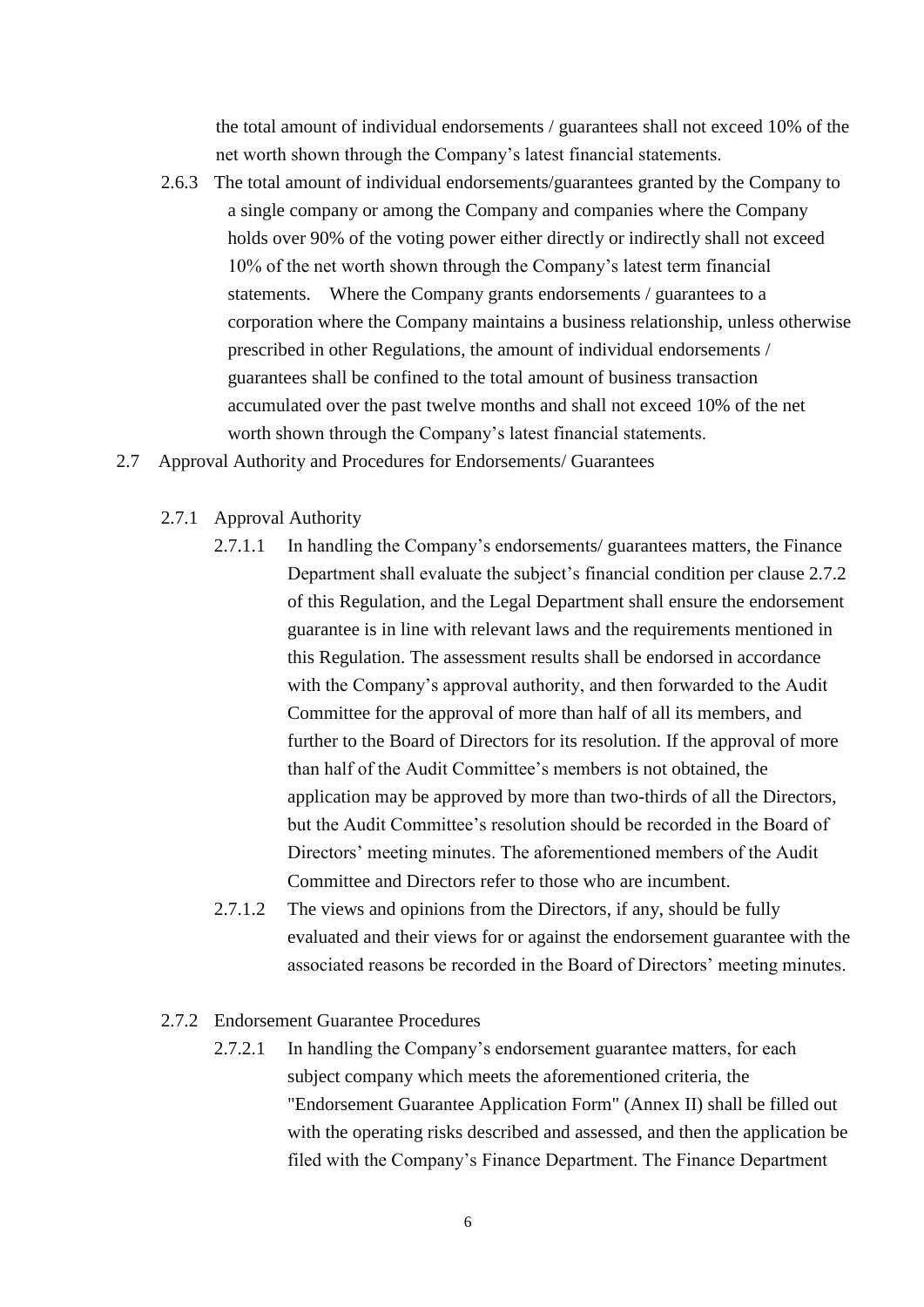the total amount of individual endorsements / guarantees shall not exceed 10% of the net worth shown through the Company's latest financial statements.

2.6.3 The total amount of individual endorsements/guarantees granted by the Company to a single company or among the Company and companies where the Company holds over 90% of the voting power either directly or indirectly shall not exceed 10% of the net worth shown through the Company's latest term financial statements. Where the Company grants endorsements / guarantees to a corporation where the Company maintains a business relationship, unless otherwise prescribed in other Regulations, the amount of individual endorsements / guarantees shall be confined to the total amount of business transaction accumulated over the past twelve months and shall not exceed 10% of the net worth shown through the Company's latest financial statements.

2.7 Approval Authority and Procedures for Endorsements/ Guarantees

2.7.1 Approval Authority

2.7.1.1 In handling the Company's endorsements/ guarantees matters, the Finance Department shall evaluate the subject's financial condition per clause 2.7.2 of this Regulation, and the Legal Department shall ensure the endorsement guarantee is in line with relevant laws and the requirements mentioned in this Regulation. The assessment results shall be endorsed in accordance with the Company's approval authority, and then forwarded to the Audit Committee for the approval of more than half of all its members, and further to the Board of Directors for its resolution. If the approval of more than half of the Audit Committee's members is not obtained, the application may be approved by more than two-thirds of all the Directors, but the Audit Committee's resolution should be recorded in the Board of Directors' meeting minutes. The aforementioned members of the Audit Committee and Directors refer to those who are incumbent.

2.7.1.2 The views and opinions from the Directors, if any, should be fully evaluated and their views for or against the endorsement guarantee with the associated reasons be recorded in the Board of Directors' meeting minutes.

2.7.2 Endorsement Guarantee Procedures

2.7.2.1 In handling the Company's endorsement guarantee matters, for each subject company which meets the aforementioned criteria, the "Endorsement Guarantee Application Form" (Annex II) shall be filled out with the operating risks described and assessed, and then the application be filed with the Company's Finance Department. The Finance Department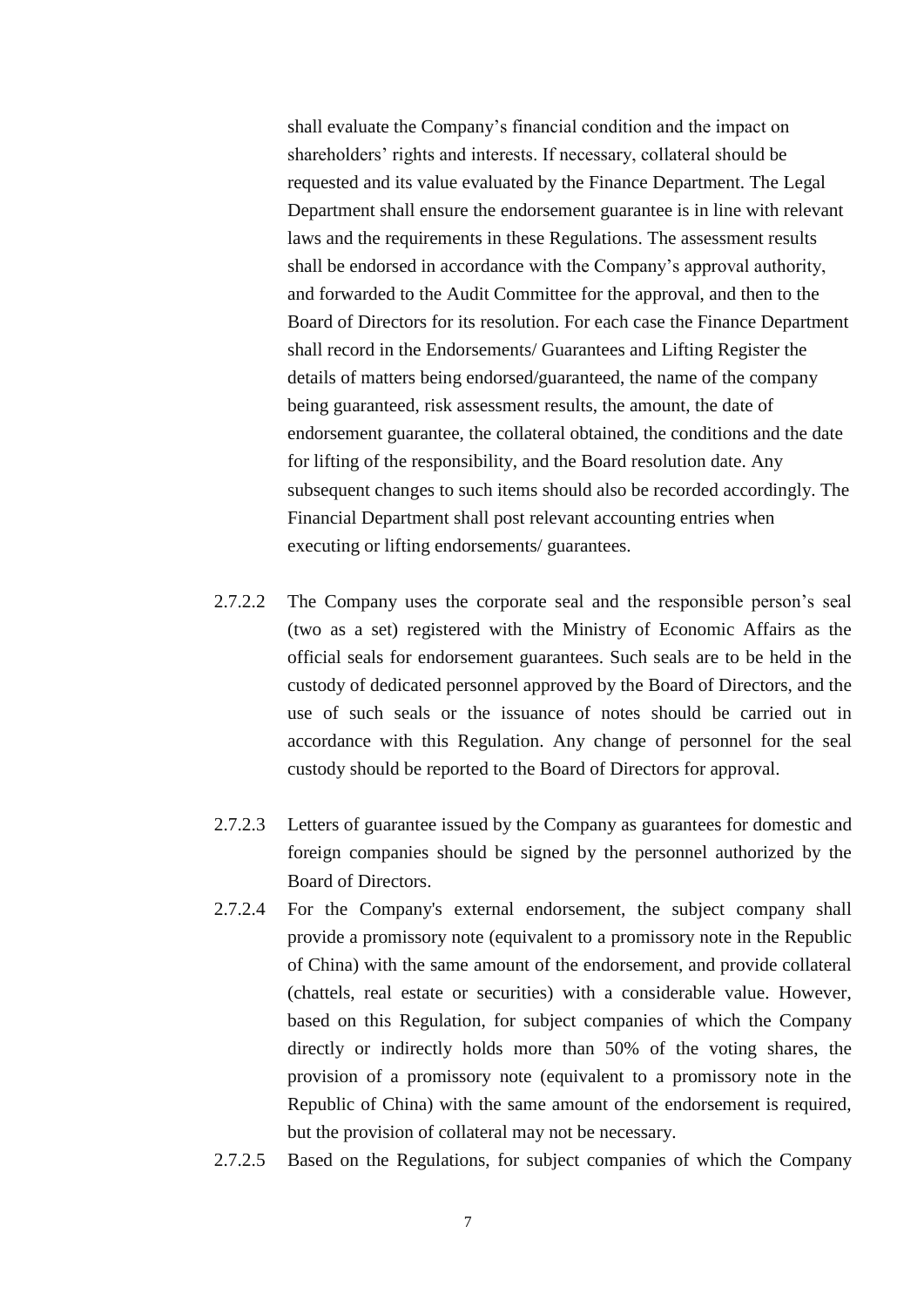shall evaluate the Company's financial condition and the impact on shareholders' rights and interests. If necessary, collateral should be requested and its value evaluated by the Finance Department. The Legal Department shall ensure the endorsement guarantee is in line with relevant laws and the requirements in these Regulations. The assessment results shall be endorsed in accordance with the Company's approval authority, and forwarded to the Audit Committee for the approval, and then to the Board of Directors for its resolution. For each case the Finance Department shall record in the Endorsements/ Guarantees and Lifting Register the details of matters being endorsed/guaranteed, the name of the company being guaranteed, risk assessment results, the amount, the date of endorsement guarantee, the collateral obtained, the conditions and the date for lifting of the responsibility, and the Board resolution date. Any subsequent changes to such items should also be recorded accordingly. The Financial Department shall post relevant accounting entries when executing or lifting endorsements/ guarantees.

2.7.2.2 The Company uses the corporate seal and the responsible person's seal (two as a set) registered with the Ministry of Economic Affairs as the official seals for endorsement guarantees. Such seals are to be held in the custody of dedicated personnel approved by the Board of Directors, and the use of such seals or the issuance of notes should be carried out in accordance with this Regulation. Any change of personnel for the seal custody should be reported to the Board of Directors for approval.

2.7.2.3 Letters of guarantee issued by the Company as guarantees for domestic and foreign companies should be signed by the personnel authorized by the Board of Directors.

2.7.2.4 For the Company's external endorsement, the subject company shall provide a promissory note (equivalent to a promissory note in the Republic of China) with the same amount of the endorsement, and provide collateral (chattels, real estate or securities) with a considerable value. However, based on this Regulation, for subject companies of which the Company directly or indirectly holds more than 50% of the voting shares, the provision of a promissory note (equivalent to a promissory note in the Republic of China) with the same amount of the endorsement is required, but the provision of collateral may not be necessary.

2.7.2.5 Based on the Regulations, for subject companies of which the Company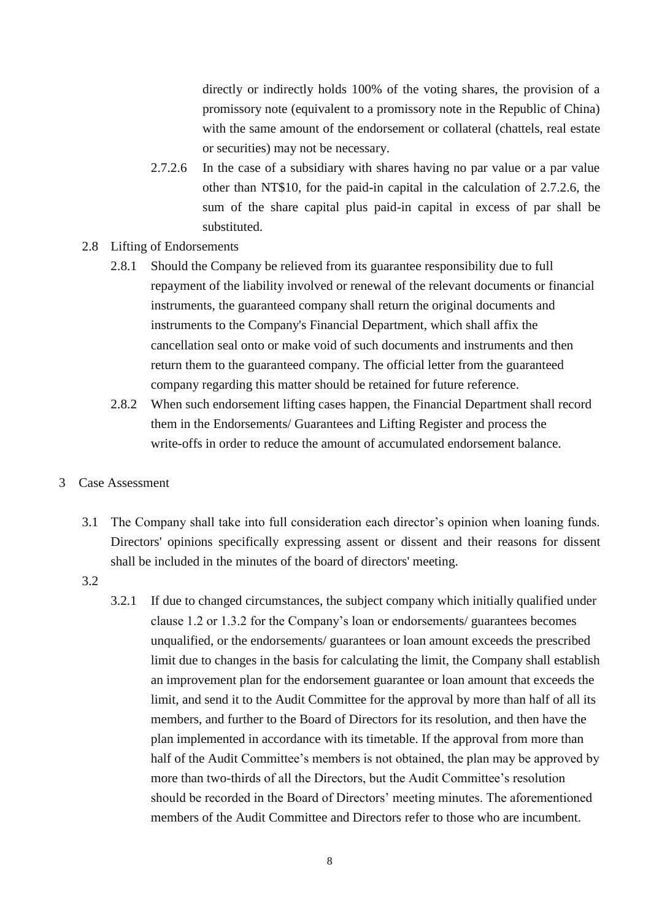directly or indirectly holds 100% of the voting shares, the provision of a promissory note (equivalent to a promissory note in the Republic of China) with the same amount of the endorsement or collateral (chattels, real estate or securities) may not be necessary.

2.7.2.6 In the case of a subsidiary with shares having no par value or a par value other than NT$10, for the paid-in capital in the calculation of 2.7.2.6, the sum of the share capital plus paid-in capital in excess of par shall be substituted.

2.8 Lifting of Endorsements

2.8.1 Should the Company be relieved from its guarantee responsibility due to full repayment of the liability involved or renewal of the relevant documents or financial instruments, the guaranteed company shall return the original documents and instruments to the Company's Financial Department, which shall affix the cancellation seal onto or make void of such documents and instruments and then return them to the guaranteed company. The official letter from the guaranteed company regarding this matter should be retained for future reference.

2.8.2 When such endorsement lifting cases happen, the Financial Department shall record them in the Endorsements/ Guarantees and Lifting Register and process the write-offs in order to reduce the amount of accumulated endorsement balance.

3 Case Assessment

3.1 The Company shall take into full consideration each director's opinion when loaning funds. Directors' opinions specifically expressing assent or dissent and their reasons for dissent shall be included in the minutes of the board of directors' meeting.

3.2

3.2.1 If due to changed circumstances, the subject company which initially qualified under clause 1.2 or 1.3.2 for the Company's loan or endorsements/ guarantees becomes unqualified, or the endorsements/ guarantees or loan amount exceeds the prescribed limit due to changes in the basis for calculating the limit, the Company shall establish an improvement plan for the endorsement guarantee or loan amount that exceeds the limit, and send it to the Audit Committee for the approval by more than half of all its members, and further to the Board of Directors for its resolution, and then have the plan implemented in accordance with its timetable. If the approval from more than half of the Audit Committee's members is not obtained, the plan may be approved by more than two-thirds of all the Directors, but the Audit Committee's resolution should be recorded in the Board of Directors' meeting minutes. The aforementioned members of the Audit Committee and Directors refer to those who are incumbent.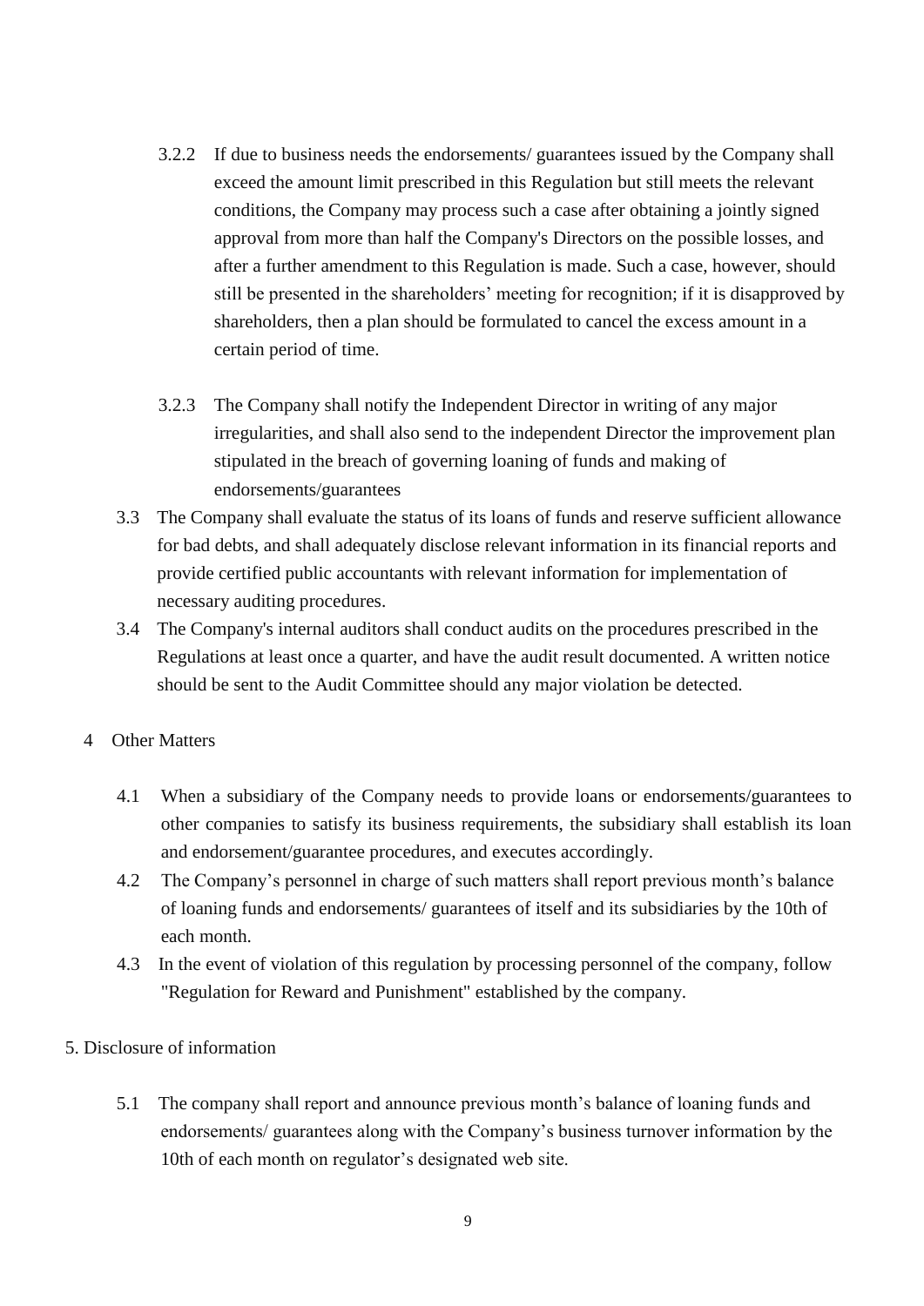3.2.2 If due to business needs the endorsements/ guarantees issued by the Company shall exceed the amount limit prescribed in this Regulation but still meets the relevant conditions, the Company may process such a case after obtaining a jointly signed approval from more than half the Company's Directors on the possible losses, and after a further amendment to this Regulation is made. Such a case, however, should still be presented in the shareholders' meeting for recognition; if it is disapproved by shareholders, then a plan should be formulated to cancel the excess amount in a certain period of time.

3.2.3 The Company shall notify the Independent Director in writing of any major irregularities, and shall also send to the independent Director the improvement plan stipulated in the breach of governing loaning of funds and making of endorsements/guarantees

3.3 The Company shall evaluate the status of its loans of funds and reserve sufficient allowance for bad debts, and shall adequately disclose relevant information in its financial reports and provide certified public accountants with relevant information for implementation of necessary auditing procedures.

3.4 The Company's internal auditors shall conduct audits on the procedures prescribed in the Regulations at least once a quarter, and have the audit result documented. A written notice should be sent to the Audit Committee should any major violation be detected.

4 Other Matters

4.1 When a subsidiary of the Company needs to provide loans or endorsements/guarantees to other companies to satisfy its business requirements, the subsidiary shall establish its loan and endorsement/guarantee procedures, and executes accordingly.

4.2 The Company's personnel in charge of such matters shall report previous month's balance of loaning funds and endorsements/ guarantees of itself and its subsidiaries by the 10th of each month.

4.3 In the event of violation of this regulation by processing personnel of the company, follow "Regulation for Reward and Punishment" established by the company.

5. Disclosure of information

5.1 The company shall report and announce previous month's balance of loaning funds and endorsements/ guarantees along with the Company's business turnover information by the 10th of each month on regulator's designated web site.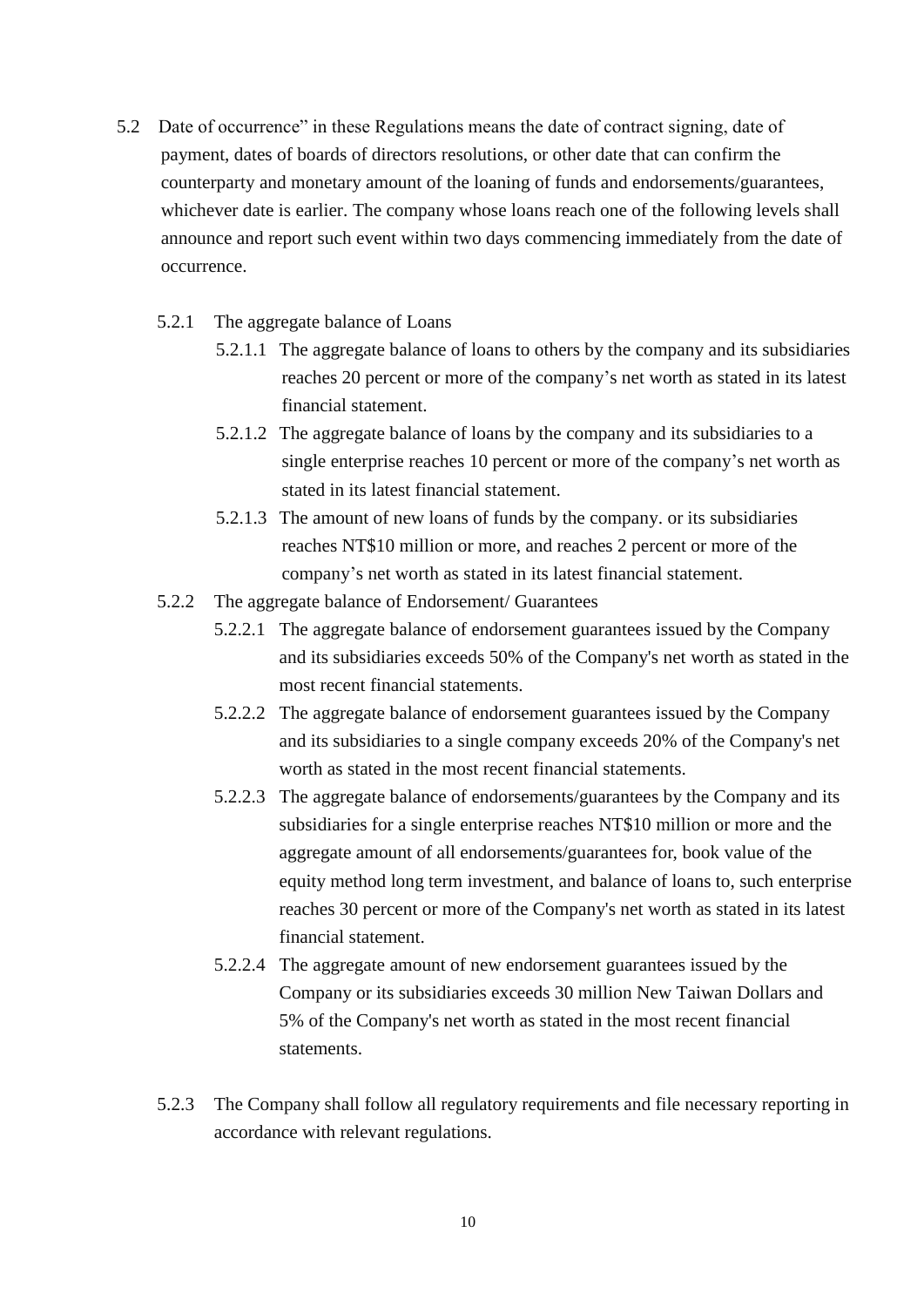5.2 Date of occurrence" in these Regulations means the date of contract signing, date of payment, dates of boards of directors resolutions, or other date that can confirm the counterparty and monetary amount of the loaning of funds and endorsements/guarantees, whichever date is earlier. The company whose loans reach one of the following levels shall announce and report such event within two days commencing immediately from the date of occurrence.

5.2.1 The aggregate balance of Loans

5.2.1.1 The aggregate balance of loans to others by the company and its subsidiaries reaches 20 percent or more of the company's net worth as stated in its latest financial statement.

5.2.1.2 The aggregate balance of loans by the company and its subsidiaries to a single enterprise reaches 10 percent or more of the company's net worth as stated in its latest financial statement.

5.2.1.3 The amount of new loans of funds by the company. or its subsidiaries reaches NT$10 million or more, and reaches 2 percent or more of the company's net worth as stated in its latest financial statement.

5.2.2 The aggregate balance of Endorsement/ Guarantees

5.2.2.1 The aggregate balance of endorsement guarantees issued by the Company and its subsidiaries exceeds 50% of the Company's net worth as stated in the most recent financial statements.

5.2.2.2 The aggregate balance of endorsement guarantees issued by the Company and its subsidiaries to a single company exceeds 20% of the Company's net worth as stated in the most recent financial statements.

5.2.2.3 The aggregate balance of endorsements/guarantees by the Company and its subsidiaries for a single enterprise reaches NT$10 million or more and the aggregate amount of all endorsements/guarantees for, book value of the equity method long term investment, and balance of loans to, such enterprise reaches 30 percent or more of the Company's net worth as stated in its latest financial statement.

5.2.2.4 The aggregate amount of new endorsement guarantees issued by the Company or its subsidiaries exceeds 30 million New Taiwan Dollars and 5% of the Company's net worth as stated in the most recent financial statements.

5.2.3 The Company shall follow all regulatory requirements and file necessary reporting in accordance with relevant regulations.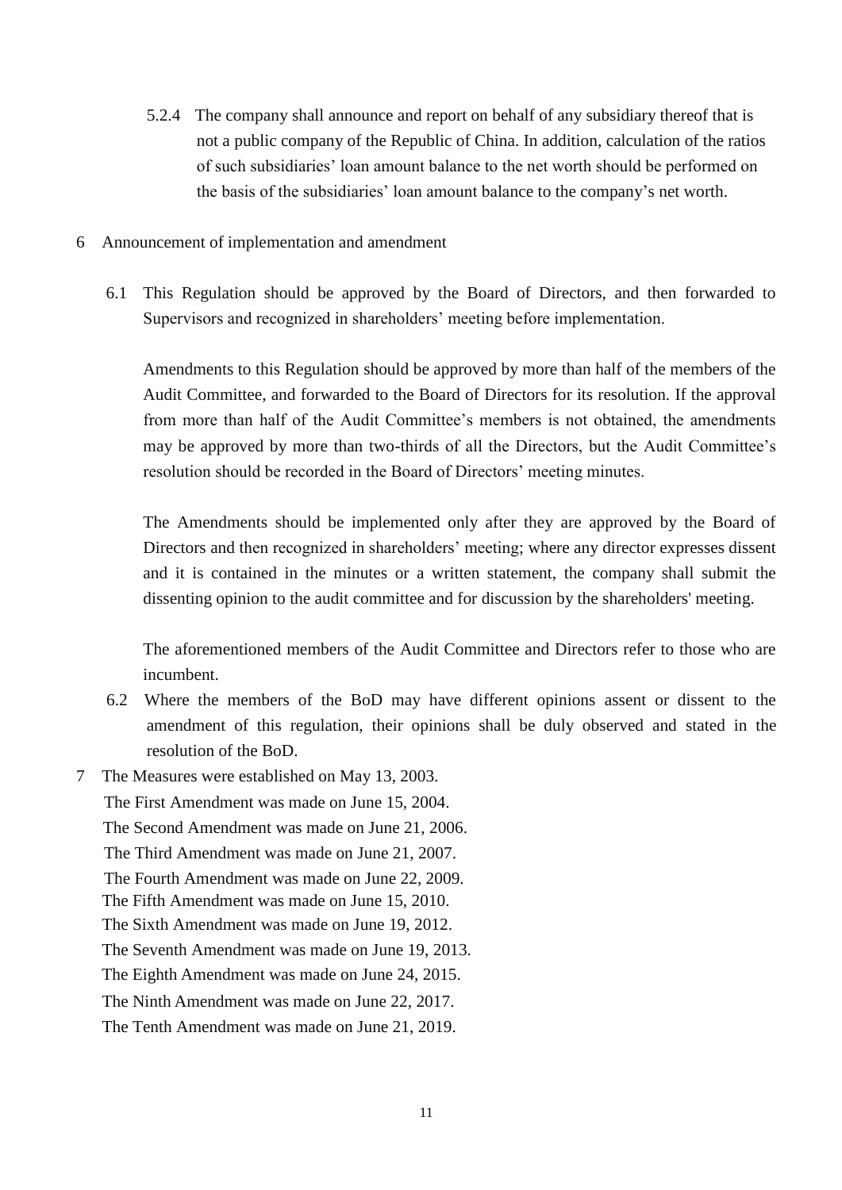5.2.4 The company shall announce and report on behalf of any subsidiary thereof that is not a public company of the Republic of China. In addition, calculation of the ratios of such subsidiaries' loan amount balance to the net worth should be performed on the basis of the subsidiaries' loan amount balance to the company's net worth.

6 Announcement of implementation and amendment

6.1 This Regulation should be approved by the Board of Directors, and then forwarded to Supervisors and recognized in shareholders' meeting before implementation.

Amendments to this Regulation should be approved by more than half of the members of the Audit Committee, and forwarded to the Board of Directors for its resolution. If the approval from more than half of the Audit Committee's members is not obtained, the amendments may be approved by more than two-thirds of all the Directors, but the Audit Committee's resolution should be recorded in the Board of Directors' meeting minutes.

The Amendments should be implemented only after they are approved by the Board of Directors and then recognized in shareholders' meeting; where any director expresses dissent and it is contained in the minutes or a written statement, the company shall submit the dissenting opinion to the audit committee and for discussion by the shareholders' meeting.

The aforementioned members of the Audit Committee and Directors refer to those who are incumbent.

6.2 Where the members of the BoD may have different opinions assent or dissent to the amendment of this regulation, their opinions shall be duly observed and stated in the resolution of the BoD.

7 The Measures were established on May 13, 2003.
The First Amendment was made on June 15, 2004.
The Second Amendment was made on June 21, 2006.
The Third Amendment was made on June 21, 2007.
The Fourth Amendment was made on June 22, 2009.
The Fifth Amendment was made on June 15, 2010.
The Sixth Amendment was made on June 19, 2012.
The Seventh Amendment was made on June 19, 2013.
The Eighth Amendment was made on June 24, 2015.
The Ninth Amendment was made on June 22, 2017.
The Tenth Amendment was made on June 21, 2019.